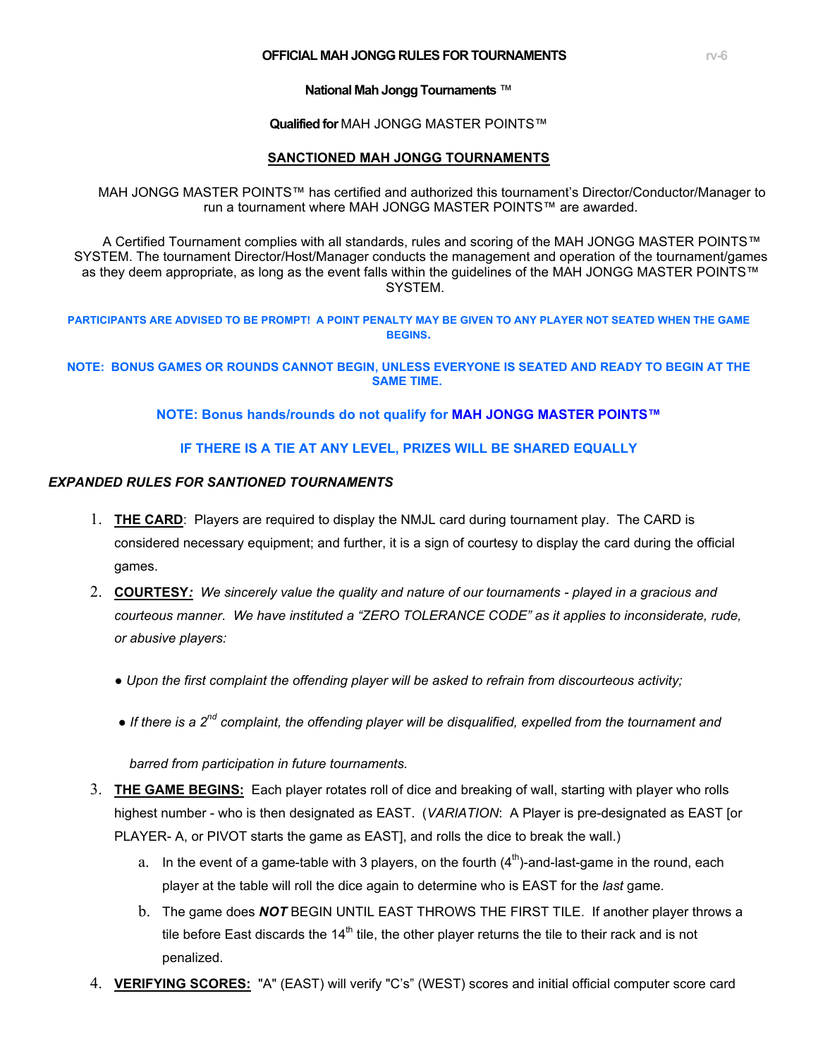**OFFICIAL MAH JONGG RULES FOR TOURNAMENTS**

rv-6

**National Mah Jongg Tournaments** ™

**Qualified for** MAH JONGG MASTER POINTS™

## SANCTIONED MAH JONGG TOURNAMENTS

MAH JONGG MASTER POINTS™ has certified and authorized this tournament's Director/Conductor/Manager to run a tournament where MAH JONGG MASTER POINTS™ are awarded.

A Certified Tournament complies with all standards, rules and scoring of the MAH JONGG MASTER POINTS™ SYSTEM. The tournament Director/Host/Manager conducts the management and operation of the tournament/games as they deem appropriate, as long as the event falls within the guidelines of the MAH JONGG MASTER POINTS™ SYSTEM.

**PARTICIPANTS ARE ADVISED TO BE PROMPT! A POINT PENALTY MAY BE GIVEN TO ANY PLAYER NOT SEATED WHEN THE GAME BEGINS.**

**NOTE: BONUS GAMES OR ROUNDS CANNOT BEGIN, UNLESS EVERYONE IS SEATED AND READY TO BEGIN AT THE SAME TIME.**

**NOTE: Bonus hands/rounds do not qualify for MAH JONGG MASTER POINTS™**

**IF THERE IS A TIE AT ANY LEVEL, PRIZES WILL BE SHARED EQUALLY**

### *EXPANDED RULES FOR SANTIONED TOURNAMENTS*

1. **THE CARD**: Players are required to display the NMJL card during tournament play. The CARD is considered necessary equipment; and further, it is a sign of courtesy to display the card during the official games.
2. **COURTESY*:*** *We sincerely value the quality and nature of our tournaments - played in a gracious and courteous manner. We have instituted a "ZERO TOLERANCE CODE" as it applies to inconsiderate, rude, or abusive players:*

   ● *Upon the first complaint the offending player will be asked to refrain from discourteous activity;*

   ● *If there is a 2nd complaint, the offending player will be disqualified, expelled from the tournament and barred from participation in future tournaments.*
3. **THE GAME BEGINS:** Each player rotates roll of dice and breaking of wall, starting with player who rolls highest number - who is then designated as EAST. (*VARIATION*: A Player is pre-designated as EAST [or PLAYER- A, or PIVOT starts the game as EAST], and rolls the dice to break the wall.)
   a. In the event of a game-table with 3 players, on the fourth (4th)-and-last-game in the round, each player at the table will roll the dice again to determine who is EAST for the *last* game.
   b. The game does ***NOT*** BEGIN UNTIL EAST THROWS THE FIRST TILE. If another player throws a tile before East discards the 14th tile, the other player returns the tile to their rack and is not penalized.
4. **VERIFYING SCORES:** "A" (EAST) will verify "C's" (WEST) scores and initial official computer score card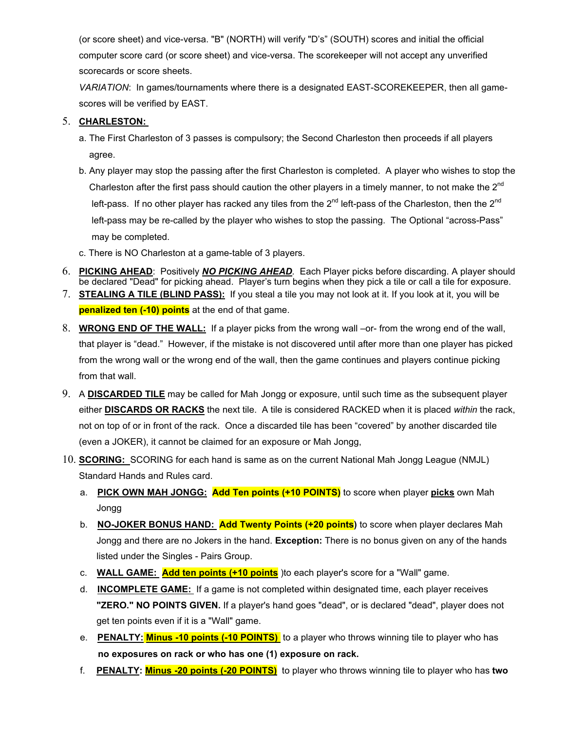(or score sheet) and vice-versa. "B" (NORTH) will verify "D's" (SOUTH) scores and initial the official computer score card (or score sheet) and vice-versa. The scorekeeper will not accept any unverified scorecards or score sheets.

*VARIATION*: In games/tournaments where there is a designated EAST-SCOREKEEPER, then all game-scores will be verified by EAST.

5. **CHARLESTON:**
   a. The First Charleston of 3 passes is compulsory; the Second Charleston then proceeds if all players agree.
   b. Any player may stop the passing after the first Charleston is completed. A player who wishes to stop the Charleston after the first pass should caution the other players in a timely manner, to not make the 2nd left-pass. If no other player has racked any tiles from the 2nd left-pass of the Charleston, then the 2nd left-pass may be re-called by the player who wishes to stop the passing. The Optional "across-Pass" may be completed.
   c. There is NO Charleston at a game-table of 3 players.

6. **PICKING AHEAD**: Positively ***NO PICKING AHEAD***. Each Player picks before discarding. A player should be declared "Dead" for picking ahead. Player's turn begins when they pick a tile or call a tile for exposure.

7. **STEALING A TILE (BLIND PASS):** If you steal a tile you may not look at it. If you look at it, you will be **penalized ten (-10) points** at the end of that game.

8. **WRONG END OF THE WALL:** If a player picks from the wrong wall –or- from the wrong end of the wall, that player is "dead." However, if the mistake is not discovered until after more than one player has picked from the wrong wall or the wrong end of the wall, then the game continues and players continue picking from that wall.

9. A **DISCARDED TILE** may be called for Mah Jongg or exposure, until such time as the subsequent player either **DISCARDS OR RACKS** the next tile. A tile is considered RACKED when it is placed *within* the rack, not on top of or in front of the rack. Once a discarded tile has been "covered" by another discarded tile (even a JOKER), it cannot be claimed for an exposure or Mah Jongg,

10. **SCORING:** SCORING for each hand is same as on the current National Mah Jongg League (NMJL) Standard Hands and Rules card.
    a. **PICK OWN MAH JONGG:** **Add Ten points (+10 POINTS)** to score when player **picks** own Mah Jongg
    b. **NO-JOKER BONUS HAND:** **Add Twenty Points (+20 points)** to score when player declares Mah Jongg and there are no Jokers in the hand. **Exception:** There is no bonus given on any of the hands listed under the Singles - Pairs Group.
    c. **WALL GAME:** **Add ten points (+10 points** )to each player's score for a "Wall" game.
    d. **INCOMPLETE GAME:** If a game is not completed within designated time, each player receives **"ZERO." NO POINTS GIVEN.** If a player's hand goes "dead", or is declared "dead", player does not get ten points even if it is a "Wall" game.
    e. **PENALTY: Minus -10 points (-10 POINTS)** to a player who throws winning tile to player who has **no exposures on rack or who has one (1) exposure on rack.**
    f. **PENALTY: Minus -20 points (-20 POINTS)** to player who throws winning tile to player who has **two**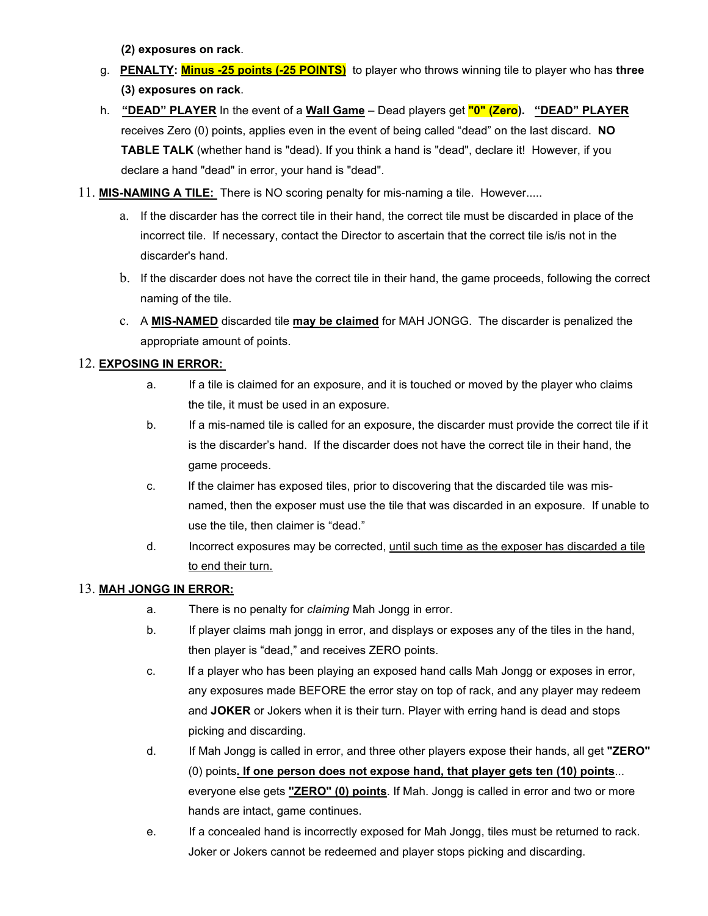**(2) exposures on rack**.

g. **PENALTY: Minus -25 points (-25 POINTS)** to player who throws winning tile to player who has **three (3) exposures on rack**.

h. **"DEAD" PLAYER** In the event of a **Wall Game** – Dead players get **"0" (Zero)**. **"DEAD" PLAYER** receives Zero (0) points, applies even in the event of being called "dead" on the last discard. **NO TABLE TALK** (whether hand is "dead). If you think a hand is "dead", declare it! However, if you declare a hand "dead" in error, your hand is "dead".

11. **MIS-NAMING A TILE:** There is NO scoring penalty for mis-naming a tile. However.....

   a. If the discarder has the correct tile in their hand, the correct tile must be discarded in place of the incorrect tile. If necessary, contact the Director to ascertain that the correct tile is/is not in the discarder's hand.

   b. If the discarder does not have the correct tile in their hand, the game proceeds, following the correct naming of the tile.

   c. A **MIS-NAMED** discarded tile **may be claimed** for MAH JONGG. The discarder is penalized the appropriate amount of points.

12. **EXPOSING IN ERROR:**

   a. If a tile is claimed for an exposure, and it is touched or moved by the player who claims the tile, it must be used in an exposure.

   b. If a mis-named tile is called for an exposure, the discarder must provide the correct tile if it is the discarder's hand. If the discarder does not have the correct tile in their hand, the game proceeds.

   c. If the claimer has exposed tiles, prior to discovering that the discarded tile was mis-named, then the exposer must use the tile that was discarded in an exposure. If unable to use the tile, then claimer is "dead."

   d. Incorrect exposures may be corrected, until such time as the exposer has discarded a tile to end their turn.

13. **MAH JONGG IN ERROR:**

   a. There is no penalty for *claiming* Mah Jongg in error.

   b. If player claims mah jongg in error, and displays or exposes any of the tiles in the hand, then player is "dead," and receives ZERO points.

   c. If a player who has been playing an exposed hand calls Mah Jongg or exposes in error, any exposures made BEFORE the error stay on top of rack, and any player may redeem and **JOKER** or Jokers when it is their turn. Player with erring hand is dead and stops picking and discarding.

   d. If Mah Jongg is called in error, and three other players expose their hands, all get **"ZERO"** (0) points**. If one person does not expose hand, that player gets ten (10) points**... everyone else gets **"ZERO" (0) points**. If Mah. Jongg is called in error and two or more hands are intact, game continues.

   e. If a concealed hand is incorrectly exposed for Mah Jongg, tiles must be returned to rack. Joker or Jokers cannot be redeemed and player stops picking and discarding.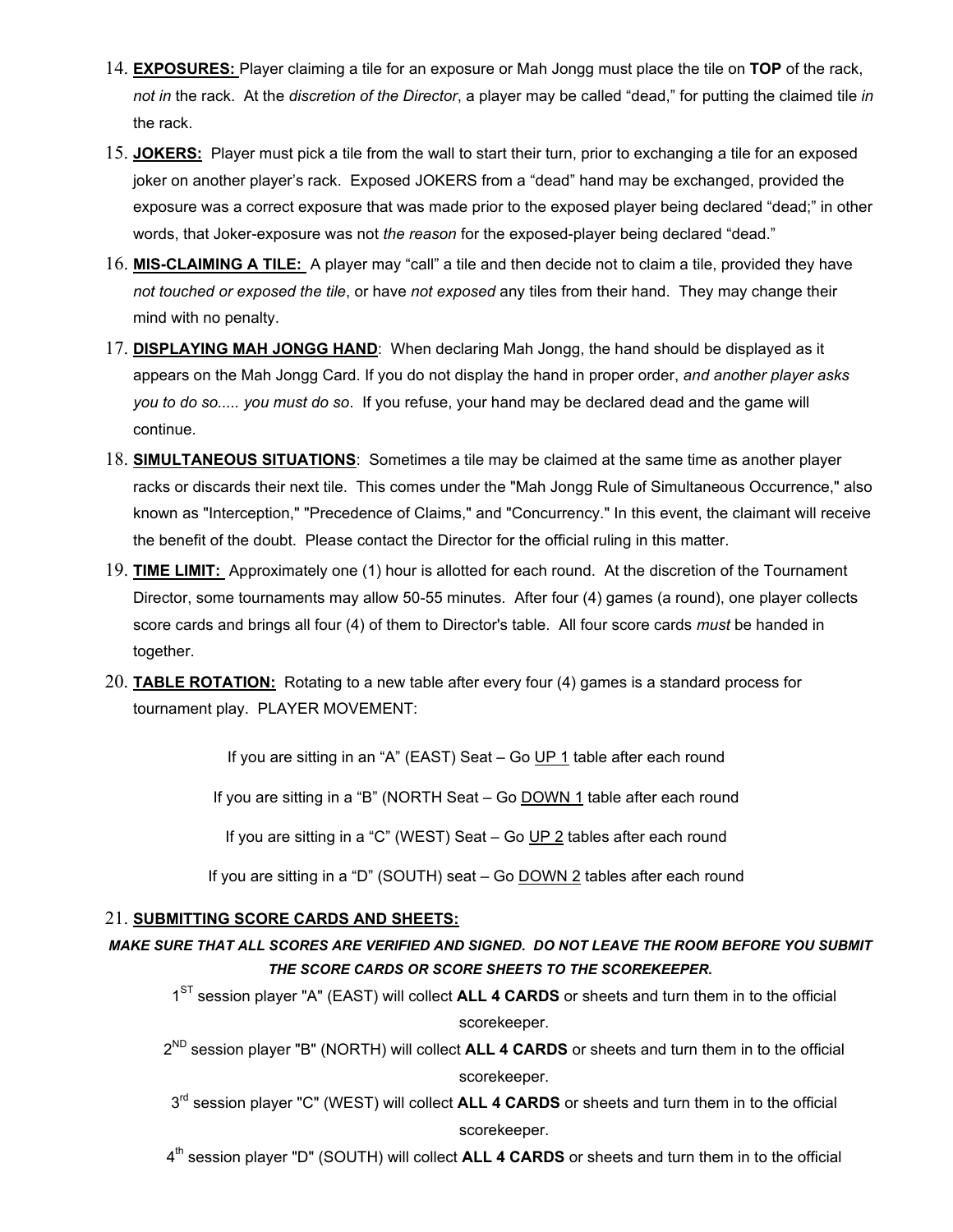14. **EXPOSURES:** Player claiming a tile for an exposure or Mah Jongg must place the tile on **TOP** of the rack, *not in* the rack. At the *discretion of the Director*, a player may be called "dead," for putting the claimed tile *in* the rack.

15. **JOKERS:** Player must pick a tile from the wall to start their turn, prior to exchanging a tile for an exposed joker on another player's rack. Exposed JOKERS from a "dead" hand may be exchanged, provided the exposure was a correct exposure that was made prior to the exposed player being declared "dead;" in other words, that Joker-exposure was not *the reason* for the exposed-player being declared "dead."

16. **MIS-CLAIMING A TILE:** A player may "call" a tile and then decide not to claim a tile, provided they have *not touched or exposed the tile*, or have *not exposed* any tiles from their hand. They may change their mind with no penalty.

17. **DISPLAYING MAH JONGG HAND**: When declaring Mah Jongg, the hand should be displayed as it appears on the Mah Jongg Card. If you do not display the hand in proper order, *and another player asks you to do so..... you must do so*. If you refuse, your hand may be declared dead and the game will continue.

18. **SIMULTANEOUS SITUATIONS**: Sometimes a tile may be claimed at the same time as another player racks or discards their next tile. This comes under the "Mah Jongg Rule of Simultaneous Occurrence," also known as "Interception," "Precedence of Claims," and "Concurrency." In this event, the claimant will receive the benefit of the doubt. Please contact the Director for the official ruling in this matter.

19. **TIME LIMIT:** Approximately one (1) hour is allotted for each round. At the discretion of the Tournament Director, some tournaments may allow 50-55 minutes. After four (4) games (a round), one player collects score cards and brings all four (4) of them to Director's table. All four score cards *must* be handed in together.

20. **TABLE ROTATION:** Rotating to a new table after every four (4) games is a standard process for tournament play. PLAYER MOVEMENT:

    If you are sitting in an "A" (EAST) Seat – Go UP 1 table after each round

    If you are sitting in a "B" (NORTH Seat – Go DOWN 1 table after each round

    If you are sitting in a "C" (WEST) Seat – Go UP 2 tables after each round

    If you are sitting in a "D" (SOUTH) seat – Go DOWN 2 tables after each round

21. **SUBMITTING SCORE CARDS AND SHEETS:**

***MAKE SURE THAT ALL SCORES ARE VERIFIED AND SIGNED. DO NOT LEAVE THE ROOM BEFORE YOU SUBMIT THE SCORE CARDS OR SCORE SHEETS TO THE SCOREKEEPER.***

1ST session player "A" (EAST) will collect **ALL 4 CARDS** or sheets and turn them in to the official scorekeeper.

2ND session player "B" (NORTH) will collect **ALL 4 CARDS** or sheets and turn them in to the official scorekeeper.

3rd session player "C" (WEST) will collect **ALL 4 CARDS** or sheets and turn them in to the official scorekeeper.

4th session player "D" (SOUTH) will collect **ALL 4 CARDS** or sheets and turn them in to the official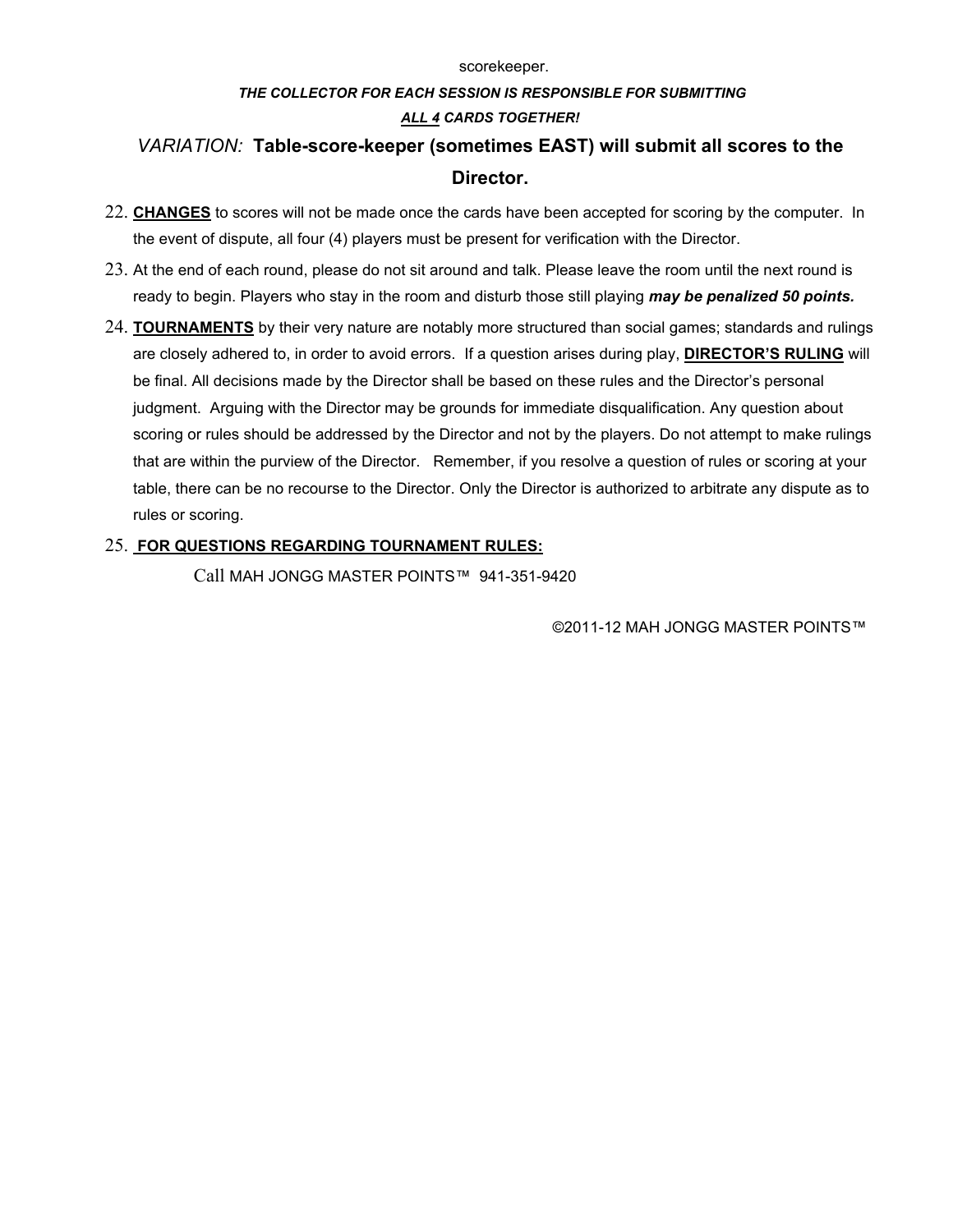scorekeeper.

***THE COLLECTOR FOR EACH SESSION IS RESPONSIBLE FOR SUBMITTING***

***ALL 4 CARDS TOGETHER!***

*VARIATION:* **Table-score-keeper (sometimes EAST) will submit all scores to the Director.**

22. **CHANGES** to scores will not be made once the cards have been accepted for scoring by the computer. In the event of dispute, all four (4) players must be present for verification with the Director.
23. At the end of each round, please do not sit around and talk. Please leave the room until the next round is ready to begin. Players who stay in the room and disturb those still playing ***may be penalized 50 points.***
24. **TOURNAMENTS** by their very nature are notably more structured than social games; standards and rulings are closely adhered to, in order to avoid errors. If a question arises during play, **DIRECTOR'S RULING** will be final. All decisions made by the Director shall be based on these rules and the Director's personal judgment. Arguing with the Director may be grounds for immediate disqualification. Any question about scoring or rules should be addressed by the Director and not by the players. Do not attempt to make rulings that are within the purview of the Director. Remember, if you resolve a question of rules or scoring at your table, there can be no recourse to the Director. Only the Director is authorized to arbitrate any dispute as to rules or scoring.
25. **FOR QUESTIONS REGARDING TOURNAMENT RULES:**

    Call MAH JONGG MASTER POINTS™ 941-351-9420

©2011-12 MAH JONGG MASTER POINTS™